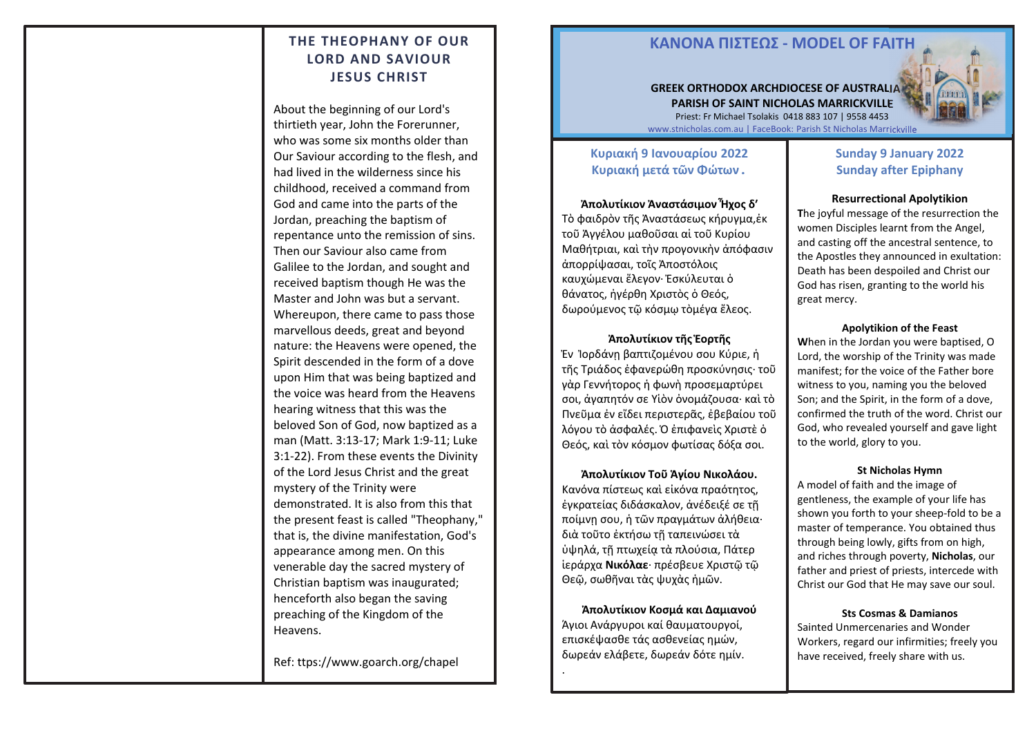## THE THEOPHANY OF OUR LORD AND SAVIOUR JESUS CHRIST

About the beginning of our Lord's thirtieth year, John the Forerunner, who was some six months older than Our Saviour according to the flesh, and had lived in the wilderness since his childhood, received a command from God and came into the parts of the Jordan, preaching the baptism of repentance unto the remission of sins. Then our Saviour also came from Galilee to the Jordan, and sought and received baptism though He was the Master and John was but a servant. Whereupon, there came to pass those marvellous deeds, great and beyond nature: the Heavens were opened, the Spirit descended in the form of a dove upon Him that was being baptized and the voice was heard from the Heavens hearing witness that this was the beloved Son of God, now baptized as a man (Matt. 3:13-17; Mark 1:9-11; Luke 3:1-22). From these events the Divinity of the Lord Jesus Christ and the great mystery of the Trinity were demonstrated. It is also from this that the present feast is called "Theophany," that is, the divine manifestation, God's appearance among men. On this venerable day the sacred mystery of Christian baptism was inaugurated; henceforth also began the saving preaching of the Kingdom of the Heavens.

Ref: ttps://www.goarch.org/chapel

# ΚΑΝΟΝΑ ΠΙΣΤΕΩΣ - MODEL OF FAITH

**GREEK ORTHODOX ARCHDIOCESE OF AUSTRALIA**
**PARISH OF SAINT NICHOLAS MARRICKVILLE**
Priest: Fr Michael Tsolakis 0418 883 107 | 9558 4453
www.stnicholas.com.au | FaceBook: Parish St Nicholas Marrickville

## Κυριακή 9 Ιανουαρίου 2022
## Κυριακή μετά τῶν Φώτων .

**Ἀπολυτίκιον Ἀναστάσιμον Ἦχος δ'**
Τὸ φαιδρὸν τῆς Ἀναστάσεως κήρυγμα,ἐκ τοῦ Ἀγγέλου μαθοῦσαι αἱ τοῦ Κυρίου Μαθήτριαι, καὶ τὴν προγονικὴν ἀπόφασιν ἀπορρίψασαι, τοῖς Ἀποστόλοις καυχώμεναι ἔλεγον· Ἐσκύλευται ὁ θάνατος, ἠγέρθη Χριστὸς ὁ Θεός, δωρούμενος τῷ κόσμῳ τὸμέγα ἔλεος.

**Ἀπολυτίκιον τῆς Ἑορτῆς**
Ἐν Ἰορδάνῃ βαπτιζομένου σου Κύριε, ἡ τῆς Τριάδος ἐφανερώθη προσκύνησις· τοῦ γὰρ Γεννήτορος ἡ φωνὴ προσεμαρτύρει σοι, ἀγαπητόν σε Υἱὸν ὀνομάζουσα· καὶ τὸ Πνεῦμα ἐν εἴδει περιστερᾶς, ἐβεβαίου τοῦ λόγου τὸ ἀσφαλές. Ὁ ἐπιφανεὶς Χριστὲ ὁ Θεός, καὶ τὸν κόσμον φωτίσας δόξα σοι.

**Ἀπολυτίκιον Τοῦ Ἁγίου Νικολάου.**
Κανόνα πίστεως καὶ εἰκόνα πραότητος, ἐγκρατείας διδάσκαλον, ἀνέδειξέ σε τῇ ποίμνῃ σου, ἡ τῶν πραγμάτων ἀλήθεια· διὰ τοῦτο ἐκτήσω τῇ ταπεινώσει τὰ ὑψηλά, τῇ πτωχείᾳ τὰ πλούσια, Πάτερ ἱεράρχα **Νικόλαε**· πρέσβευε Χριστῷ τῷ Θεῷ, σωθῆναι τὰς ψυχὰς ἡμῶν.

**Ἀπολυτίκιον Κοσμά και Δαμιανού**
Άγιοι Ανάργυροι καί θαυματουργοί, επισκέψασθε τάς ασθενείας ημών, δωρεάν ελάβετε, δωρεάν δότε ημίν.

## Sunday 9 January 2022
## Sunday after Epiphany

**Resurrectional Apolytikion**
**T**he joyful message of the resurrection the women Disciples learnt from the Angel, and casting off the ancestral sentence, to the Apostles they announced in exultation: Death has been despoiled and Christ our God has risen, granting to the world his great mercy.

**Apolytikion of the Feast**
**W**hen in the Jordan you were baptised, O Lord, the worship of the Trinity was made manifest; for the voice of the Father bore witness to you, naming you the beloved Son; and the Spirit, in the form of a dove, confirmed the truth of the word. Christ our God, who revealed yourself and gave light to the world, glory to you.

**St Nicholas Hymn**
A model of faith and the image of gentleness, the example of your life has shown you forth to your sheep-fold to be a master of temperance. You obtained thus through being lowly, gifts from on high, and riches through poverty, **Nicholas**, our father and priest of priests, intercede with Christ our God that He may save our soul.

**Sts Cosmas & Damianos**
Sainted Unmercenaries and Wonder Workers, regard our infirmities; freely you have received, freely share with us.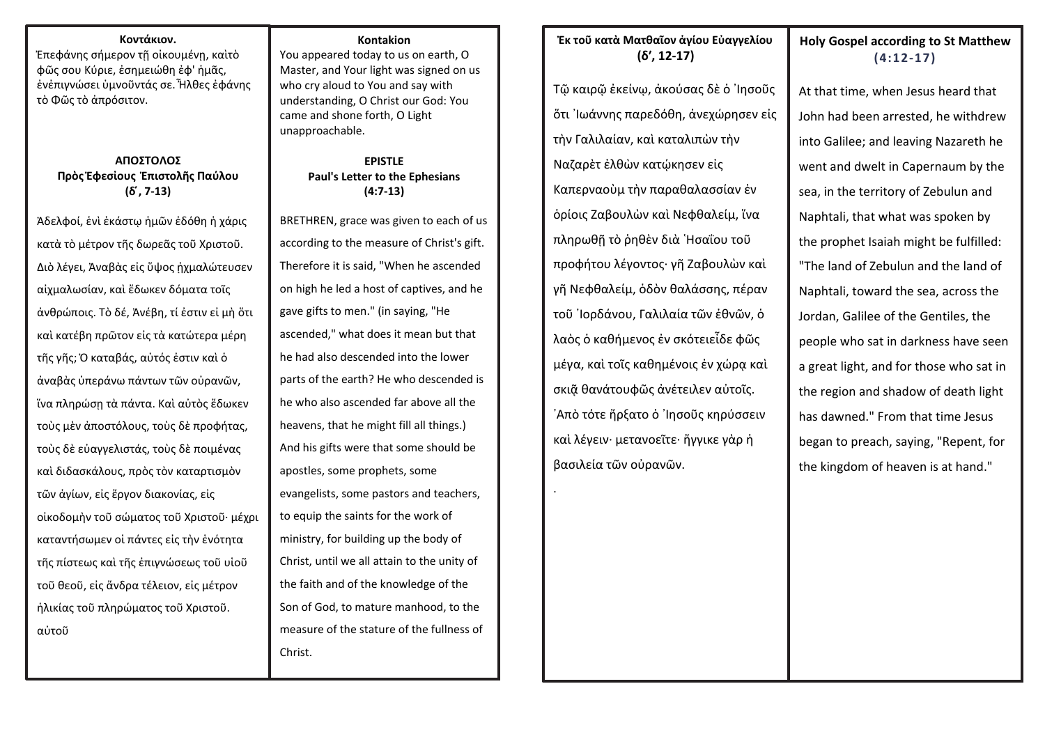**Κοντάκιον.**

Ἐπεφάνης σήμερον τῇ οἰκουμένῃ, καὶτὸ φῶς σου Κύριε, ἐσημειώθη ἐφ' ἡμᾶς, ἐνἐπιγνώσει ὑμνοῦντάς σε. Ἦλθες ἐφάνης τὸ Φῶς τὸ ἀπρόσιτον.

**Kontakion**

You appeared today to us on earth, O Master, and Your light was signed on us who cry aloud to You and say with understanding, O Christ our God: You came and shone forth, O Light unapproachable.

**ΑΠΟΣΤΟΛΟΣ**
**Πρὸς Ἐφεσίους Ἐπιστολῆς Παύλου**
**(δ΄, 7-13)**

Ἀδελφοί, ἑνὶ ἑκάστῳ ἡμῶν ἐδόθη ἡ χάρις κατὰ τὸ μέτρον τῆς δωρεᾶς τοῦ Χριστοῦ. Διὸ λέγει, Ἀναβὰς εἰς ὕψος ᾐχμαλώτευσεν αἰχμαλωσίαν, καὶ ἔδωκεν δόματα τοῖς ἀνθρώποις. Τὸ δέ, Ἀνέβη, τί ἐστιν εἰ μὴ ὅτι καὶ κατέβη πρῶτον εἰς τὰ κατώτερα μέρη τῆς γῆς; Ὁ καταβάς, αὐτός ἐστιν καὶ ὁ ἀναβὰς ὑπεράνω πάντων τῶν οὐρανῶν, ἵνα πληρώσῃ τὰ πάντα. Καὶ αὐτὸς ἔδωκεν τοὺς μὲν ἀποστόλους, τοὺς δὲ προφήτας, τοὺς δὲ εὐαγγελιστάς, τοὺς δὲ ποιμένας καὶ διδασκάλους, πρὸς τὸν καταρτισμὸν τῶν ἁγίων, εἰς ἔργον διακονίας, εἰς οἰκοδομὴν τοῦ σώματος τοῦ Χριστοῦ· μέχρι καταντήσωμεν οἱ πάντες εἰς τὴν ἑνότητα τῆς πίστεως καὶ τῆς ἐπιγνώσεως τοῦ υἱοῦ τοῦ θεοῦ, εἰς ἄνδρα τέλειον, εἰς μέτρον ἡλικίας τοῦ πληρώματος τοῦ Χριστοῦ. αὐτοῦ

**EPISTLE**
**Paul's Letter to the Ephesians**
**(4:7-13)**

BRETHREN, grace was given to each of us according to the measure of Christ's gift. Therefore it is said, "When he ascended on high he led a host of captives, and he gave gifts to men." (in saying, "He ascended," what does it mean but that he had also descended into the lower parts of the earth? He who descended is he who also ascended far above all the heavens, that he might fill all things.) And his gifts were that some should be apostles, some prophets, some evangelists, some pastors and teachers, to equip the saints for the work of ministry, for building up the body of Christ, until we all attain to the unity of the faith and of the knowledge of the Son of God, to mature manhood, to the measure of the stature of the fullness of Christ.

**Ἐκ τοῦ κατὰ Ματθαῖον ἁγίου Εὐαγγελίου**
**(δ', 12-17)**

Τῷ καιρῷ ἐκείνῳ, ἀκούσας δὲ ὁ Ἰησοῦς ὅτι Ἰωάννης παρεδόθη, ἀνεχώρησεν εἰς τὴν Γαλιλαίαν, καὶ καταλιπὼν τὴν Ναζαρὲτ ἐλθὼν κατῴκησεν εἰς Καπερναοὺμ τὴν παραθαλασσίαν ἐν ὁρίοις Ζαβουλὼν καὶ Νεφθαλείμ, ἵνα πληρωθῇ τὸ ῥηθὲν διὰ Ἠσαΐου τοῦ προφήτου λέγοντος· γῆ Ζαβουλὼν καὶ γῆ Νεφθαλείμ, ὁδὸν θαλάσσης, πέραν τοῦ Ἰορδάνου, Γαλιλαία τῶν ἐθνῶν, ὁ λαὸς ὁ καθήμενος ἐν σκότειεῖδε φῶς μέγα, καὶ τοῖς καθημένοις ἐν χώρᾳ καὶ σκιᾷ θανάτουφῶς ἀνέτειλεν αὐτοῖς. Ἀπὸ τότε ἤρξατο ὁ Ἰησοῦς κηρύσσειν καὶ λέγειν· μετανοεῖτε· ἤγγικε γὰρ ἡ βασιλεία τῶν οὐρανῶν.

.

**Holy Gospel according to St Matthew**
**(4:12-17)**

At that time, when Jesus heard that John had been arrested, he withdrew into Galilee; and leaving Nazareth he went and dwelt in Capernaum by the sea, in the territory of Zebulun and Naphtali, that what was spoken by the prophet Isaiah might be fulfilled: "The land of Zebulun and the land of Naphtali, toward the sea, across the Jordan, Galilee of the Gentiles, the people who sat in darkness have seen a great light, and for those who sat in the region and shadow of death light has dawned." From that time Jesus began to preach, saying, "Repent, for the kingdom of heaven is at hand."